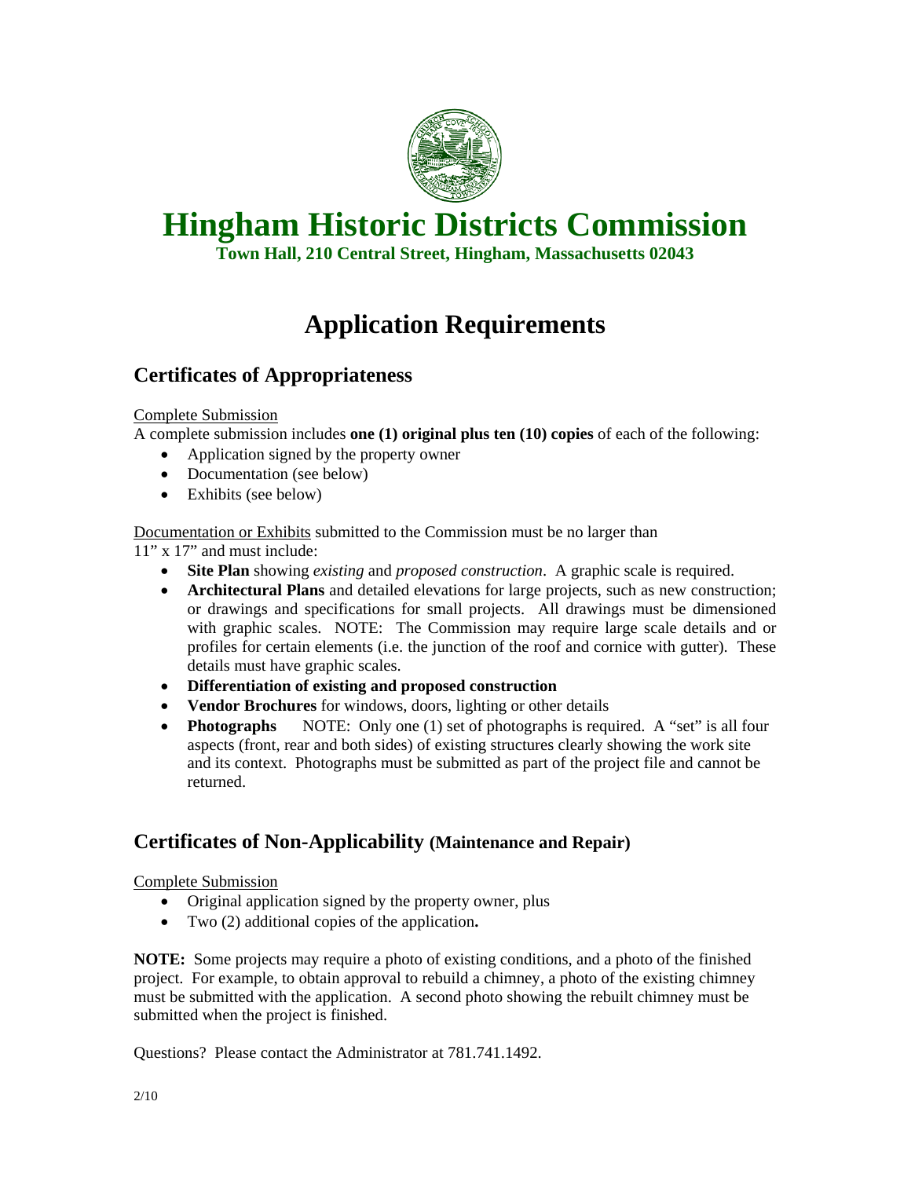# Hingham Historic Districts Commission

**Town Hall, 210 Central Street, Hingham, Massachusetts 02043**

# Application Requirements

## Certificates of Appropriateness

Complete Submission

A complete submission includes **one (1) original plus ten (10) copies** of each of the following:

- Application signed by the property owner
- Documentation (see below)
- Exhibits (see below)

Documentation or Exhibits submitted to the Commission must be no larger than 11" x 17" and must include:

- **Site Plan** showing *existing* and *proposed construction*. A graphic scale is required.
- **Architectural Plans** and detailed elevations for large projects, such as new construction; or drawings and specifications for small projects. All drawings must be dimensioned with graphic scales. NOTE: The Commission may require large scale details and or profiles for certain elements (i.e. the junction of the roof and cornice with gutter). These details must have graphic scales.
- **Differentiation of existing and proposed construction**
- **Vendor Brochures** for windows, doors, lighting or other details
- **Photographs** NOTE: Only one (1) set of photographs is required. A "set" is all four aspects (front, rear and both sides) of existing structures clearly showing the work site and its context. Photographs must be submitted as part of the project file and cannot be returned.

## Certificates of Non-Applicability (Maintenance and Repair)

Complete Submission

- Original application signed by the property owner, plus
- Two (2) additional copies of the application**.**

**NOTE:** Some projects may require a photo of existing conditions, and a photo of the finished project. For example, to obtain approval to rebuild a chimney, a photo of the existing chimney must be submitted with the application. A second photo showing the rebuilt chimney must be submitted when the project is finished.

Questions? Please contact the Administrator at 781.741.1492.

2/10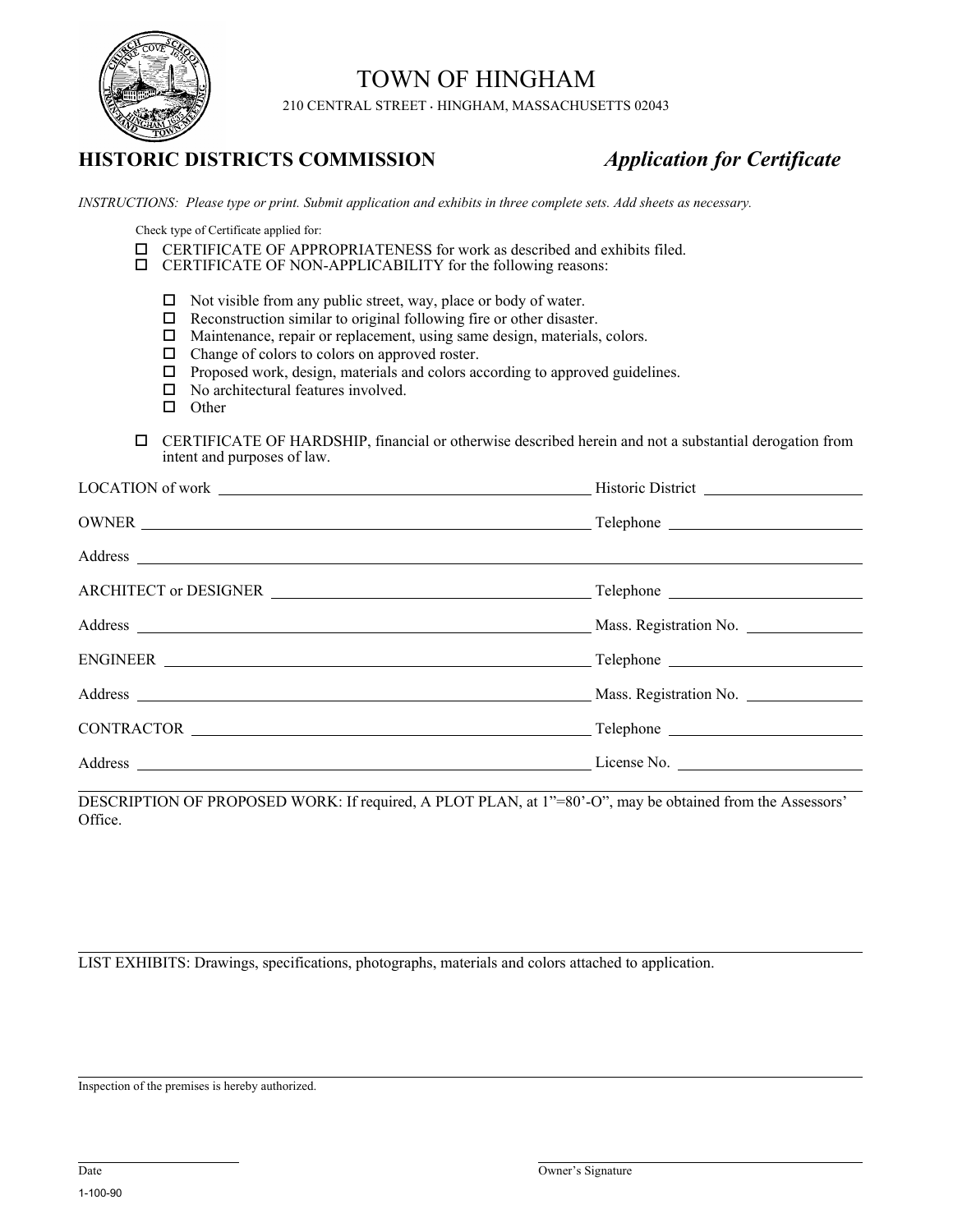# TOWN OF HINGHAM

210 CENTRAL STREET · HINGHAM, MASSACHUSETTS 02043

## HISTORIC DISTRICTS COMMISSION

***Application for Certificate***

*INSTRUCTIONS: Please type or print. Submit application and exhibits in three complete sets. Add sheets as necessary.*

Check type of Certificate applied for:

- ☐ CERTIFICATE OF APPROPRIATENESS for work as described and exhibits filed.
- ☐ CERTIFICATE OF NON-APPLICABILITY for the following reasons:
  - ☐ Not visible from any public street, way, place or body of water.
  - ☐ Reconstruction similar to original following fire or other disaster.
  - ☐ Maintenance, repair or replacement, using same design, materials, colors.
  - ☐ Change of colors to colors on approved roster.
  - ☐ Proposed work, design, materials and colors according to approved guidelines.
  - ☐ No architectural features involved.
  - ☐ Other
- ☐ CERTIFICATE OF HARDSHIP, financial or otherwise described herein and not a substantial derogation from intent and purposes of law.

LOCATION of work ______________________ Historic District ______________________

OWNER ______________________ Telephone ______________________

Address ______________________

ARCHITECT or DESIGNER ______________________ Telephone ______________________

Address ______________________ Mass. Registration No. ______________________

ENGINEER ______________________ Telephone ______________________

Address ______________________ Mass. Registration No. ______________________

CONTRACTOR ______________________ Telephone ______________________

Address ______________________ License No. ______________________

DESCRIPTION OF PROPOSED WORK: If required, A PLOT PLAN, at 1"=80'-O", may be obtained from the Assessors' Office.

LIST EXHIBITS: Drawings, specifications, photographs, materials and colors attached to application.

Inspection of the premises is hereby authorized.

Date ______________________ Owner's Signature ______________________

1-100-90